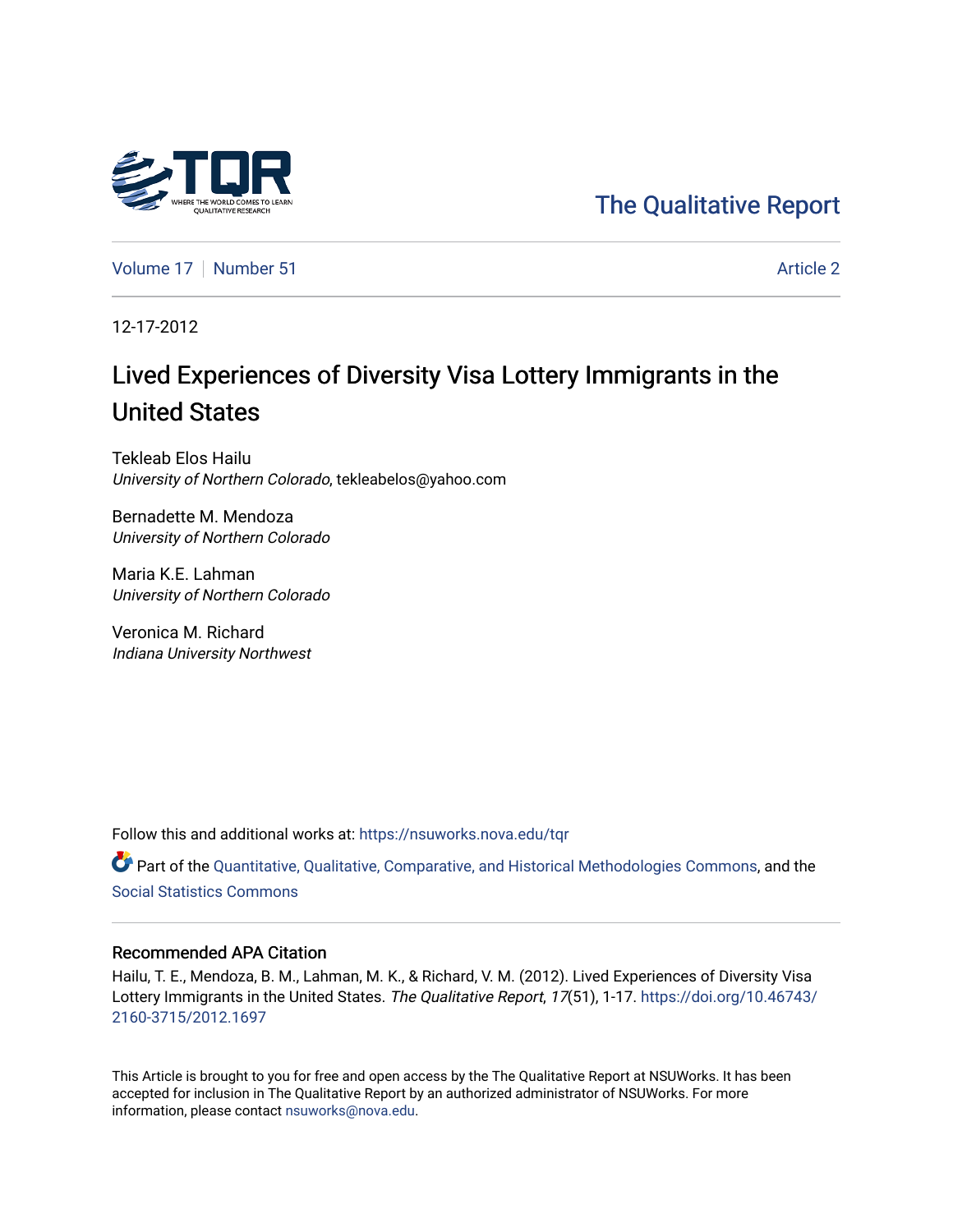The Qualitative Report

Volume 17 | Number 51 | Article 2

12-17-2012

# Lived Experiences of Diversity Visa Lottery Immigrants in the United States

Tekleab Elos Hailu
*University of Northern Colorado*, tekleabelos@yahoo.com

Bernadette M. Mendoza
*University of Northern Colorado*

Maria K.E. Lahman
*University of Northern Colorado*

Veronica M. Richard
*Indiana University Northwest*

Follow this and additional works at: https://nsuworks.nova.edu/tqr

Part of the Quantitative, Qualitative, Comparative, and Historical Methodologies Commons, and the Social Statistics Commons

## Recommended APA Citation

Hailu, T. E., Mendoza, B. M., Lahman, M. K., & Richard, V. M. (2012). Lived Experiences of Diversity Visa Lottery Immigrants in the United States. *The Qualitative Report*, *17*(51), 1-17. https://doi.org/10.46743/2160-3715/2012.1697

This Article is brought to you for free and open access by the The Qualitative Report at NSUWorks. It has been accepted for inclusion in The Qualitative Report by an authorized administrator of NSUWorks. For more information, please contact nsuworks@nova.edu.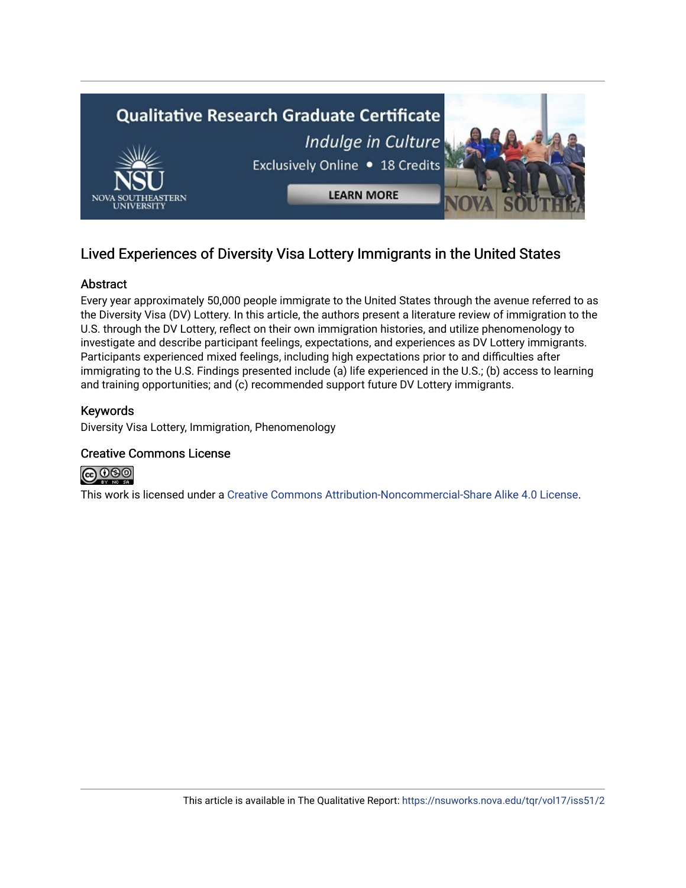## Lived Experiences of Diversity Visa Lottery Immigrants in the United States

### Abstract

Every year approximately 50,000 people immigrate to the United States through the avenue referred to as the Diversity Visa (DV) Lottery. In this article, the authors present a literature review of immigration to the U.S. through the DV Lottery, reflect on their own immigration histories, and utilize phenomenology to investigate and describe participant feelings, expectations, and experiences as DV Lottery immigrants. Participants experienced mixed feelings, including high expectations prior to and difficulties after immigrating to the U.S. Findings presented include (a) life experienced in the U.S.; (b) access to learning and training opportunities; and (c) recommended support future DV Lottery immigrants.

### Keywords

Diversity Visa Lottery, Immigration, Phenomenology

### Creative Commons License

This work is licensed under a Creative Commons Attribution-Noncommercial-Share Alike 4.0 License.

This article is available in The Qualitative Report: https://nsuworks.nova.edu/tqr/vol17/iss51/2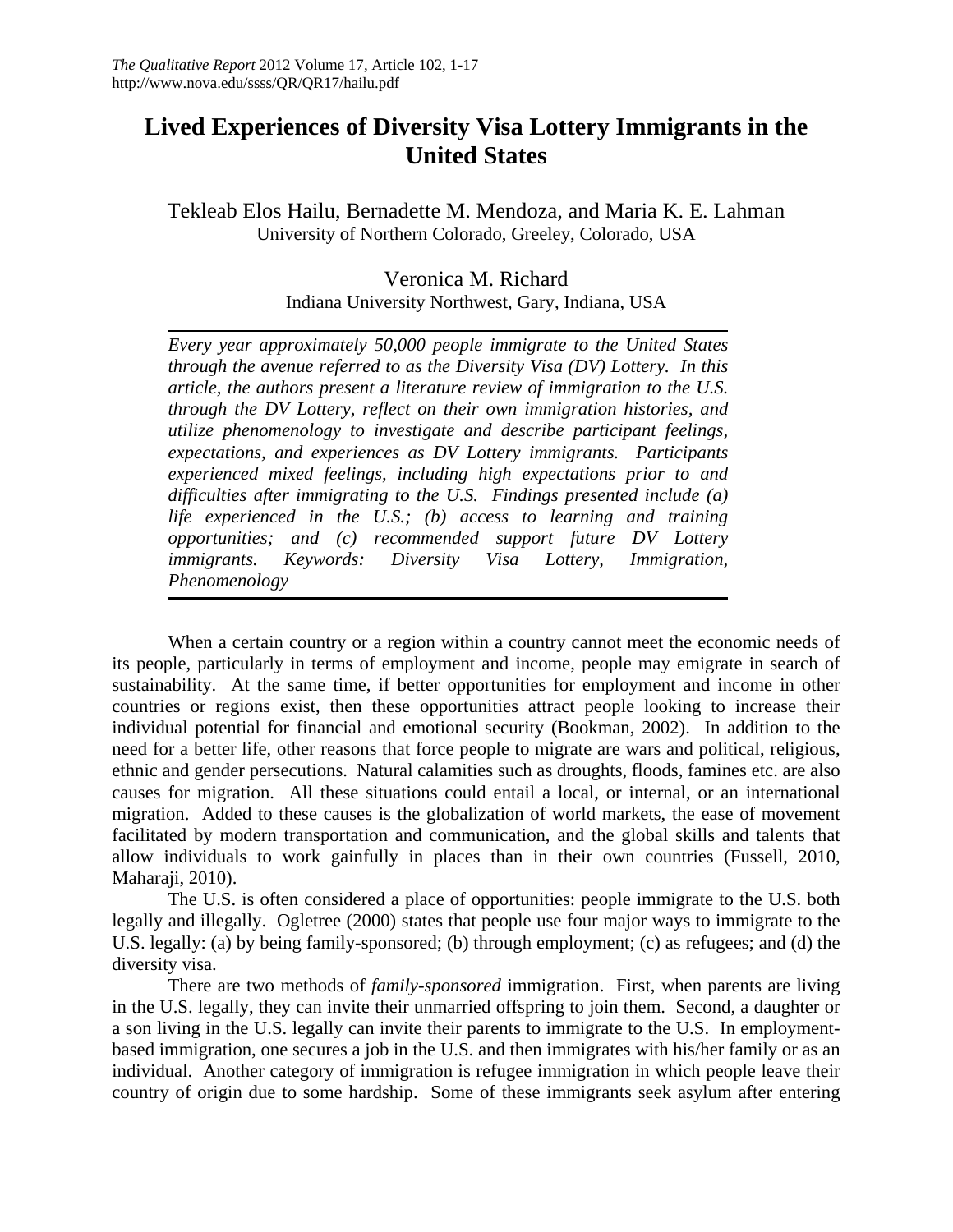# Lived Experiences of Diversity Visa Lottery Immigrants in the United States

Tekleab Elos Hailu, Bernadette M. Mendoza, and Maria K. E. Lahman
University of Northern Colorado, Greeley, Colorado, USA

Veronica M. Richard
Indiana University Northwest, Gary, Indiana, USA

---

*Every year approximately 50,000 people immigrate to the United States through the avenue referred to as the Diversity Visa (DV) Lottery. In this article, the authors present a literature review of immigration to the U.S. through the DV Lottery, reflect on their own immigration histories, and utilize phenomenology to investigate and describe participant feelings, expectations, and experiences as DV Lottery immigrants. Participants experienced mixed feelings, including high expectations prior to and difficulties after immigrating to the U.S. Findings presented include (a) life experienced in the U.S.; (b) access to learning and training opportunities; and (c) recommended support future DV Lottery immigrants. Keywords: Diversity Visa Lottery, Immigration, Phenomenology*

---

When a certain country or a region within a country cannot meet the economic needs of its people, particularly in terms of employment and income, people may emigrate in search of sustainability. At the same time, if better opportunities for employment and income in other countries or regions exist, then these opportunities attract people looking to increase their individual potential for financial and emotional security (Bookman, 2002). In addition to the need for a better life, other reasons that force people to migrate are wars and political, religious, ethnic and gender persecutions. Natural calamities such as droughts, floods, famines etc. are also causes for migration. All these situations could entail a local, or internal, or an international migration. Added to these causes is the globalization of world markets, the ease of movement facilitated by modern transportation and communication, and the global skills and talents that allow individuals to work gainfully in places than in their own countries (Fussell, 2010, Maharaji, 2010).

The U.S. is often considered a place of opportunities: people immigrate to the U.S. both legally and illegally. Ogletree (2000) states that people use four major ways to immigrate to the U.S. legally: (a) by being family-sponsored; (b) through employment; (c) as refugees; and (d) the diversity visa.

There are two methods of *family-sponsored* immigration. First, when parents are living in the U.S. legally, they can invite their unmarried offspring to join them. Second, a daughter or a son living in the U.S. legally can invite their parents to immigrate to the U.S. In employment-based immigration, one secures a job in the U.S. and then immigrates with his/her family or as an individual. Another category of immigration is refugee immigration in which people leave their country of origin due to some hardship. Some of these immigrants seek asylum after entering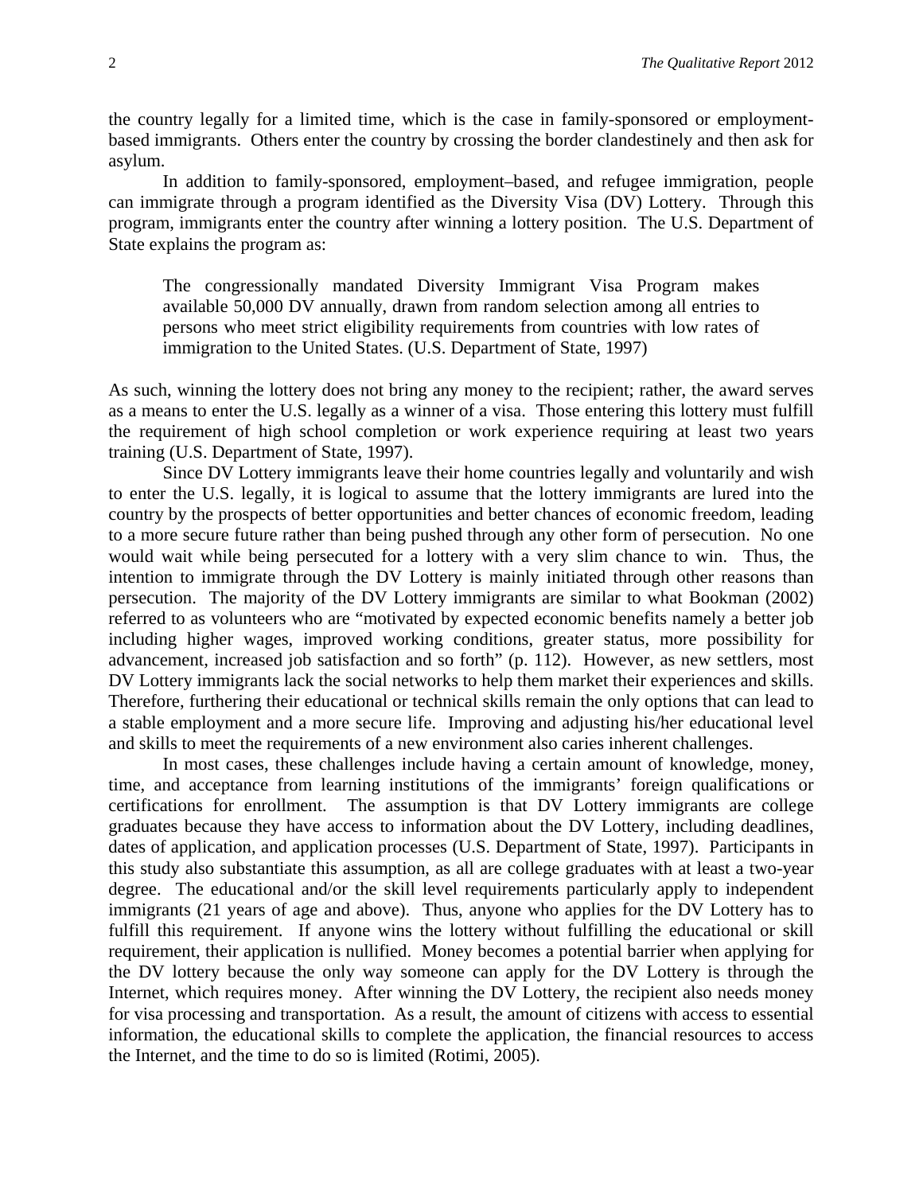the country legally for a limited time, which is the case in family-sponsored or employment-based immigrants. Others enter the country by crossing the border clandestinely and then ask for asylum.

In addition to family-sponsored, employment–based, and refugee immigration, people can immigrate through a program identified as the Diversity Visa (DV) Lottery. Through this program, immigrants enter the country after winning a lottery position. The U.S. Department of State explains the program as:

> The congressionally mandated Diversity Immigrant Visa Program makes available 50,000 DV annually, drawn from random selection among all entries to persons who meet strict eligibility requirements from countries with low rates of immigration to the United States. (U.S. Department of State, 1997)

As such, winning the lottery does not bring any money to the recipient; rather, the award serves as a means to enter the U.S. legally as a winner of a visa. Those entering this lottery must fulfill the requirement of high school completion or work experience requiring at least two years training (U.S. Department of State, 1997).

Since DV Lottery immigrants leave their home countries legally and voluntarily and wish to enter the U.S. legally, it is logical to assume that the lottery immigrants are lured into the country by the prospects of better opportunities and better chances of economic freedom, leading to a more secure future rather than being pushed through any other form of persecution. No one would wait while being persecuted for a lottery with a very slim chance to win. Thus, the intention to immigrate through the DV Lottery is mainly initiated through other reasons than persecution. The majority of the DV Lottery immigrants are similar to what Bookman (2002) referred to as volunteers who are "motivated by expected economic benefits namely a better job including higher wages, improved working conditions, greater status, more possibility for advancement, increased job satisfaction and so forth" (p. 112). However, as new settlers, most DV Lottery immigrants lack the social networks to help them market their experiences and skills. Therefore, furthering their educational or technical skills remain the only options that can lead to a stable employment and a more secure life. Improving and adjusting his/her educational level and skills to meet the requirements of a new environment also caries inherent challenges.

In most cases, these challenges include having a certain amount of knowledge, money, time, and acceptance from learning institutions of the immigrants' foreign qualifications or certifications for enrollment. The assumption is that DV Lottery immigrants are college graduates because they have access to information about the DV Lottery, including deadlines, dates of application, and application processes (U.S. Department of State, 1997). Participants in this study also substantiate this assumption, as all are college graduates with at least a two-year degree. The educational and/or the skill level requirements particularly apply to independent immigrants (21 years of age and above). Thus, anyone who applies for the DV Lottery has to fulfill this requirement. If anyone wins the lottery without fulfilling the educational or skill requirement, their application is nullified. Money becomes a potential barrier when applying for the DV lottery because the only way someone can apply for the DV Lottery is through the Internet, which requires money. After winning the DV Lottery, the recipient also needs money for visa processing and transportation. As a result, the amount of citizens with access to essential information, the educational skills to complete the application, the financial resources to access the Internet, and the time to do so is limited (Rotimi, 2005).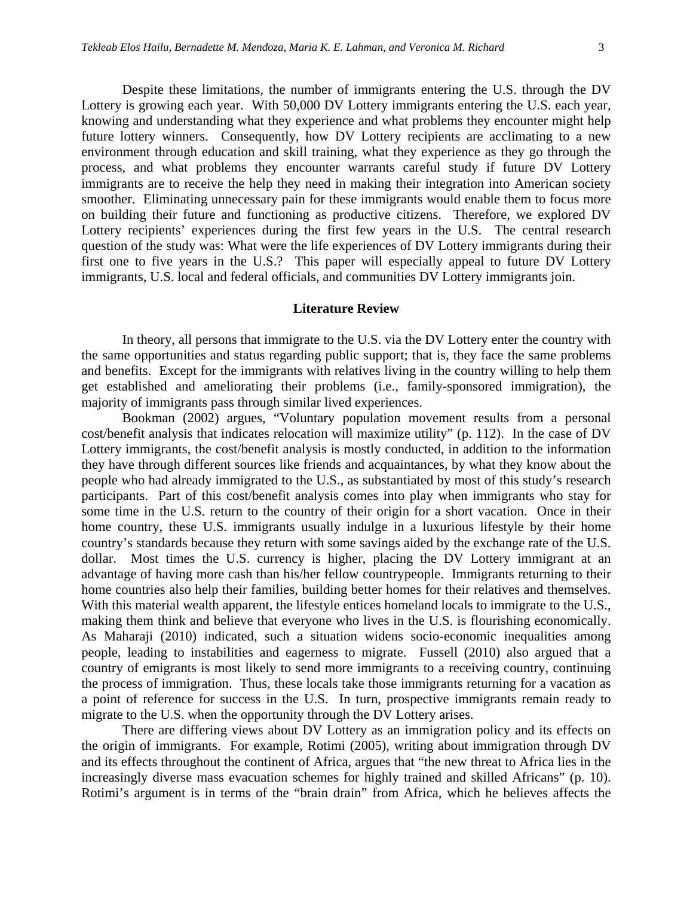Despite these limitations, the number of immigrants entering the U.S. through the DV Lottery is growing each year. With 50,000 DV Lottery immigrants entering the U.S. each year, knowing and understanding what they experience and what problems they encounter might help future lottery winners. Consequently, how DV Lottery recipients are acclimating to a new environment through education and skill training, what they experience as they go through the process, and what problems they encounter warrants careful study if future DV Lottery immigrants are to receive the help they need in making their integration into American society smoother. Eliminating unnecessary pain for these immigrants would enable them to focus more on building their future and functioning as productive citizens. Therefore, we explored DV Lottery recipients' experiences during the first few years in the U.S. The central research question of the study was: What were the life experiences of DV Lottery immigrants during their first one to five years in the U.S.? This paper will especially appeal to future DV Lottery immigrants, U.S. local and federal officials, and communities DV Lottery immigrants join.

## Literature Review

In theory, all persons that immigrate to the U.S. via the DV Lottery enter the country with the same opportunities and status regarding public support; that is, they face the same problems and benefits. Except for the immigrants with relatives living in the country willing to help them get established and ameliorating their problems (i.e., family-sponsored immigration), the majority of immigrants pass through similar lived experiences.

Bookman (2002) argues, "Voluntary population movement results from a personal cost/benefit analysis that indicates relocation will maximize utility" (p. 112). In the case of DV Lottery immigrants, the cost/benefit analysis is mostly conducted, in addition to the information they have through different sources like friends and acquaintances, by what they know about the people who had already immigrated to the U.S., as substantiated by most of this study's research participants. Part of this cost/benefit analysis comes into play when immigrants who stay for some time in the U.S. return to the country of their origin for a short vacation. Once in their home country, these U.S. immigrants usually indulge in a luxurious lifestyle by their home country's standards because they return with some savings aided by the exchange rate of the U.S. dollar. Most times the U.S. currency is higher, placing the DV Lottery immigrant at an advantage of having more cash than his/her fellow countrypeople. Immigrants returning to their home countries also help their families, building better homes for their relatives and themselves. With this material wealth apparent, the lifestyle entices homeland locals to immigrate to the U.S., making them think and believe that everyone who lives in the U.S. is flourishing economically. As Maharaji (2010) indicated, such a situation widens socio-economic inequalities among people, leading to instabilities and eagerness to migrate. Fussell (2010) also argued that a country of emigrants is most likely to send more immigrants to a receiving country, continuing the process of immigration. Thus, these locals take those immigrants returning for a vacation as a point of reference for success in the U.S. In turn, prospective immigrants remain ready to migrate to the U.S. when the opportunity through the DV Lottery arises.

There are differing views about DV Lottery as an immigration policy and its effects on the origin of immigrants. For example, Rotimi (2005), writing about immigration through DV and its effects throughout the continent of Africa, argues that "the new threat to Africa lies in the increasingly diverse mass evacuation schemes for highly trained and skilled Africans" (p. 10). Rotimi's argument is in terms of the "brain drain" from Africa, which he believes affects the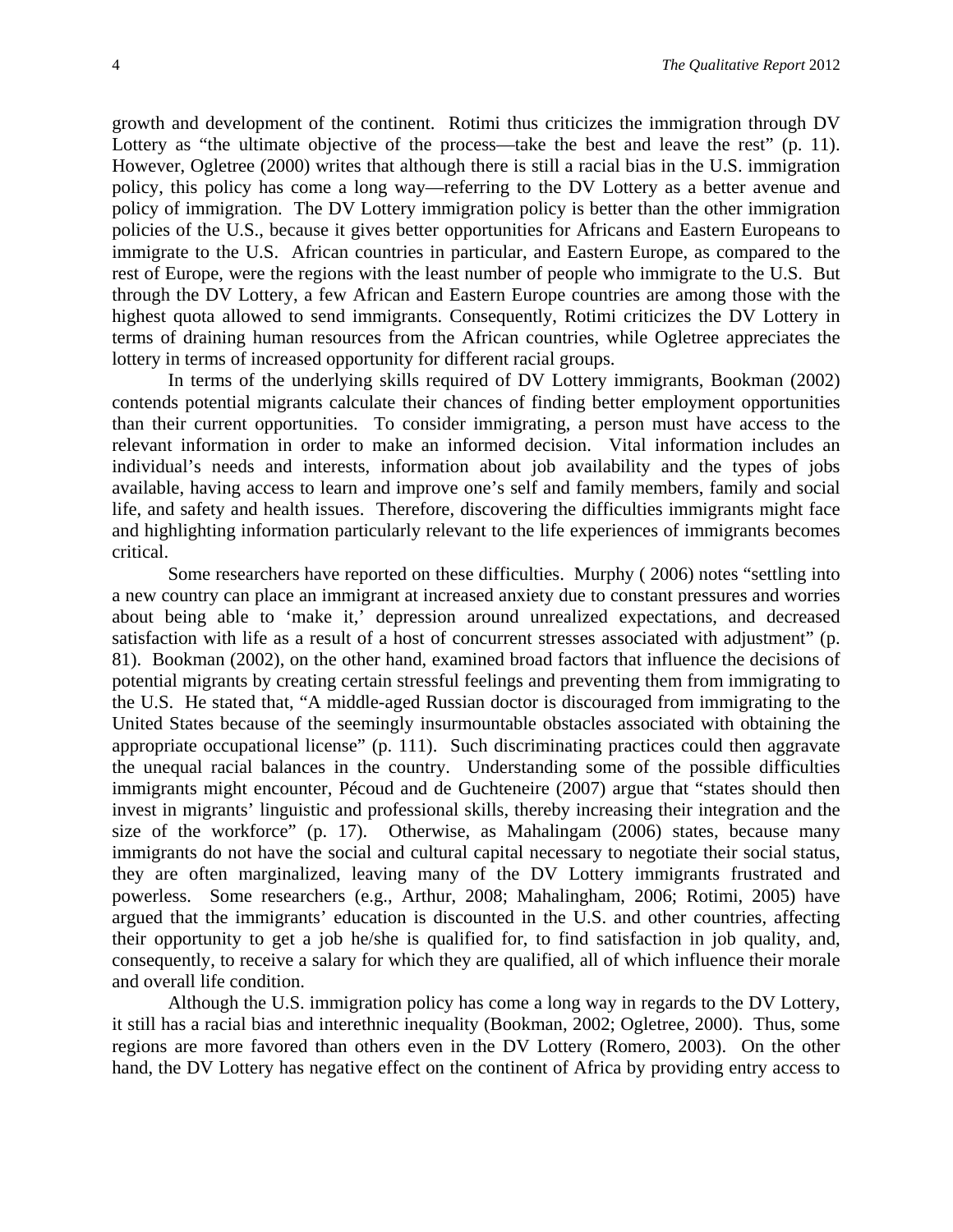growth and development of the continent. Rotimi thus criticizes the immigration through DV Lottery as "the ultimate objective of the process—take the best and leave the rest" (p. 11). However, Ogletree (2000) writes that although there is still a racial bias in the U.S. immigration policy, this policy has come a long way—referring to the DV Lottery as a better avenue and policy of immigration. The DV Lottery immigration policy is better than the other immigration policies of the U.S., because it gives better opportunities for Africans and Eastern Europeans to immigrate to the U.S. African countries in particular, and Eastern Europe, as compared to the rest of Europe, were the regions with the least number of people who immigrate to the U.S. But through the DV Lottery, a few African and Eastern Europe countries are among those with the highest quota allowed to send immigrants. Consequently, Rotimi criticizes the DV Lottery in terms of draining human resources from the African countries, while Ogletree appreciates the lottery in terms of increased opportunity for different racial groups.

In terms of the underlying skills required of DV Lottery immigrants, Bookman (2002) contends potential migrants calculate their chances of finding better employment opportunities than their current opportunities. To consider immigrating, a person must have access to the relevant information in order to make an informed decision. Vital information includes an individual's needs and interests, information about job availability and the types of jobs available, having access to learn and improve one's self and family members, family and social life, and safety and health issues. Therefore, discovering the difficulties immigrants might face and highlighting information particularly relevant to the life experiences of immigrants becomes critical.

Some researchers have reported on these difficulties. Murphy ( 2006) notes "settling into a new country can place an immigrant at increased anxiety due to constant pressures and worries about being able to 'make it,' depression around unrealized expectations, and decreased satisfaction with life as a result of a host of concurrent stresses associated with adjustment" (p. 81). Bookman (2002), on the other hand, examined broad factors that influence the decisions of potential migrants by creating certain stressful feelings and preventing them from immigrating to the U.S. He stated that, "A middle-aged Russian doctor is discouraged from immigrating to the United States because of the seemingly insurmountable obstacles associated with obtaining the appropriate occupational license" (p. 111). Such discriminating practices could then aggravate the unequal racial balances in the country. Understanding some of the possible difficulties immigrants might encounter, Pécoud and de Guchteneire (2007) argue that "states should then invest in migrants' linguistic and professional skills, thereby increasing their integration and the size of the workforce" (p. 17). Otherwise, as Mahalingam (2006) states, because many immigrants do not have the social and cultural capital necessary to negotiate their social status, they are often marginalized, leaving many of the DV Lottery immigrants frustrated and powerless. Some researchers (e.g., Arthur, 2008; Mahalingham, 2006; Rotimi, 2005) have argued that the immigrants' education is discounted in the U.S. and other countries, affecting their opportunity to get a job he/she is qualified for, to find satisfaction in job quality, and, consequently, to receive a salary for which they are qualified, all of which influence their morale and overall life condition.

Although the U.S. immigration policy has come a long way in regards to the DV Lottery, it still has a racial bias and interethnic inequality (Bookman, 2002; Ogletree, 2000). Thus, some regions are more favored than others even in the DV Lottery (Romero, 2003). On the other hand, the DV Lottery has negative effect on the continent of Africa by providing entry access to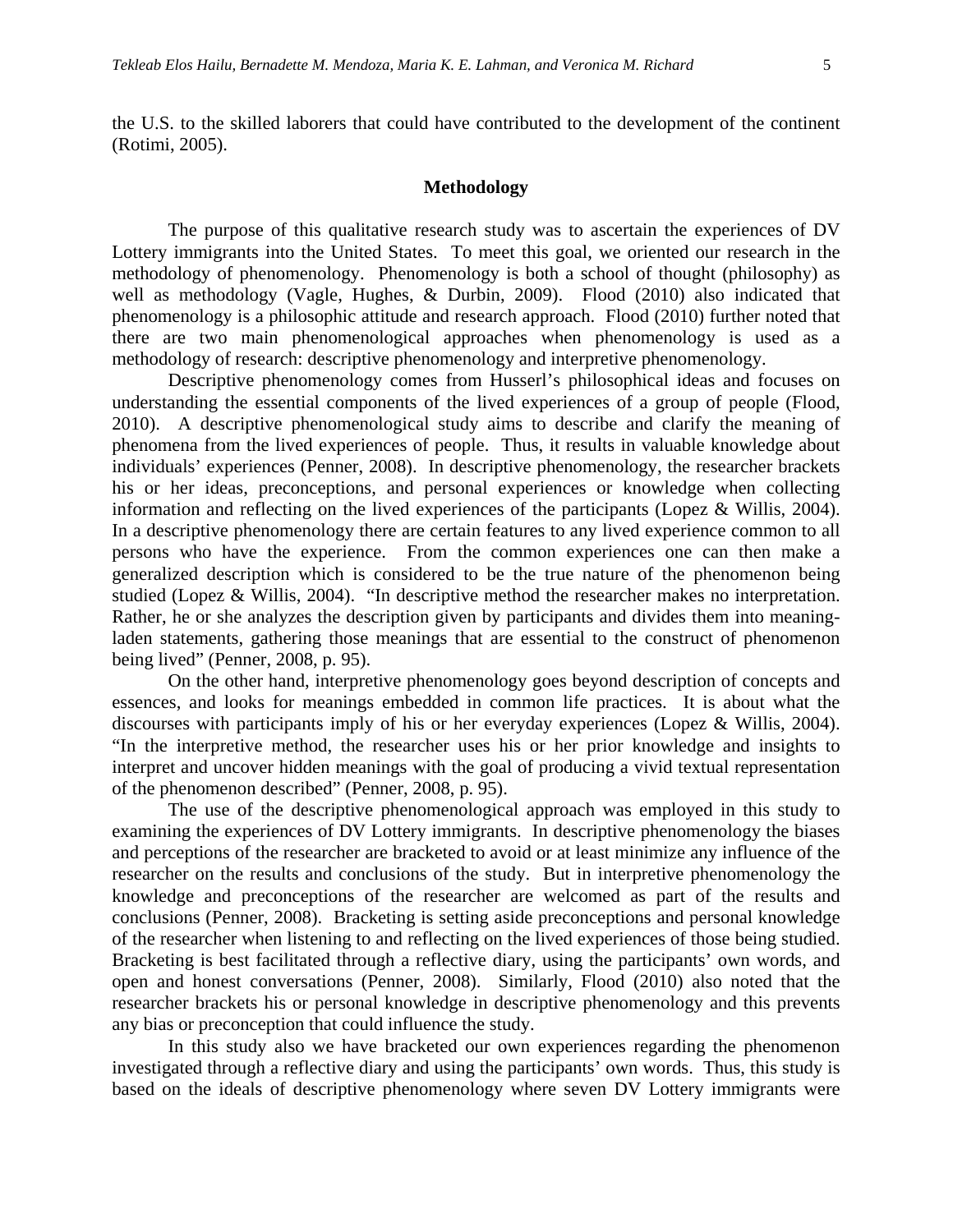the U.S. to the skilled laborers that could have contributed to the development of the continent (Rotimi, 2005).

## Methodology

The purpose of this qualitative research study was to ascertain the experiences of DV Lottery immigrants into the United States. To meet this goal, we oriented our research in the methodology of phenomenology. Phenomenology is both a school of thought (philosophy) as well as methodology (Vagle, Hughes, & Durbin, 2009). Flood (2010) also indicated that phenomenology is a philosophic attitude and research approach. Flood (2010) further noted that there are two main phenomenological approaches when phenomenology is used as a methodology of research: descriptive phenomenology and interpretive phenomenology.

Descriptive phenomenology comes from Husserl's philosophical ideas and focuses on understanding the essential components of the lived experiences of a group of people (Flood, 2010). A descriptive phenomenological study aims to describe and clarify the meaning of phenomena from the lived experiences of people. Thus, it results in valuable knowledge about individuals' experiences (Penner, 2008). In descriptive phenomenology, the researcher brackets his or her ideas, preconceptions, and personal experiences or knowledge when collecting information and reflecting on the lived experiences of the participants (Lopez & Willis, 2004). In a descriptive phenomenology there are certain features to any lived experience common to all persons who have the experience. From the common experiences one can then make a generalized description which is considered to be the true nature of the phenomenon being studied (Lopez & Willis, 2004). "In descriptive method the researcher makes no interpretation. Rather, he or she analyzes the description given by participants and divides them into meaning-laden statements, gathering those meanings that are essential to the construct of phenomenon being lived" (Penner, 2008, p. 95).

On the other hand, interpretive phenomenology goes beyond description of concepts and essences, and looks for meanings embedded in common life practices. It is about what the discourses with participants imply of his or her everyday experiences (Lopez & Willis, 2004). "In the interpretive method, the researcher uses his or her prior knowledge and insights to interpret and uncover hidden meanings with the goal of producing a vivid textual representation of the phenomenon described" (Penner, 2008, p. 95).

The use of the descriptive phenomenological approach was employed in this study to examining the experiences of DV Lottery immigrants. In descriptive phenomenology the biases and perceptions of the researcher are bracketed to avoid or at least minimize any influence of the researcher on the results and conclusions of the study. But in interpretive phenomenology the knowledge and preconceptions of the researcher are welcomed as part of the results and conclusions (Penner, 2008). Bracketing is setting aside preconceptions and personal knowledge of the researcher when listening to and reflecting on the lived experiences of those being studied. Bracketing is best facilitated through a reflective diary, using the participants' own words, and open and honest conversations (Penner, 2008). Similarly, Flood (2010) also noted that the researcher brackets his or personal knowledge in descriptive phenomenology and this prevents any bias or preconception that could influence the study.

In this study also we have bracketed our own experiences regarding the phenomenon investigated through a reflective diary and using the participants' own words. Thus, this study is based on the ideals of descriptive phenomenology where seven DV Lottery immigrants were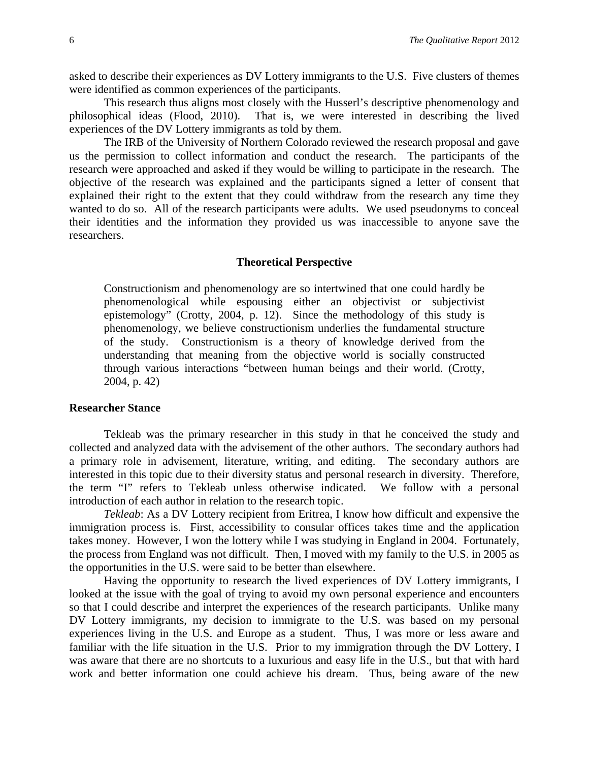asked to describe their experiences as DV Lottery immigrants to the U.S. Five clusters of themes were identified as common experiences of the participants.

This research thus aligns most closely with the Husserl's descriptive phenomenology and philosophical ideas (Flood, 2010). That is, we were interested in describing the lived experiences of the DV Lottery immigrants as told by them.

The IRB of the University of Northern Colorado reviewed the research proposal and gave us the permission to collect information and conduct the research. The participants of the research were approached and asked if they would be willing to participate in the research. The objective of the research was explained and the participants signed a letter of consent that explained their right to the extent that they could withdraw from the research any time they wanted to do so. All of the research participants were adults. We used pseudonyms to conceal their identities and the information they provided us was inaccessible to anyone save the researchers.

## Theoretical Perspective

> Constructionism and phenomenology are so intertwined that one could hardly be phenomenological while espousing either an objectivist or subjectivist epistemology" (Crotty, 2004, p. 12). Since the methodology of this study is phenomenology, we believe constructionism underlies the fundamental structure of the study. Constructionism is a theory of knowledge derived from the understanding that meaning from the objective world is socially constructed through various interactions "between human beings and their world. (Crotty, 2004, p. 42)

### Researcher Stance

Tekleab was the primary researcher in this study in that he conceived the study and collected and analyzed data with the advisement of the other authors. The secondary authors had a primary role in advisement, literature, writing, and editing. The secondary authors are interested in this topic due to their diversity status and personal research in diversity. Therefore, the term "I" refers to Tekleab unless otherwise indicated. We follow with a personal introduction of each author in relation to the research topic.

*Tekleab*: As a DV Lottery recipient from Eritrea, I know how difficult and expensive the immigration process is. First, accessibility to consular offices takes time and the application takes money. However, I won the lottery while I was studying in England in 2004. Fortunately, the process from England was not difficult. Then, I moved with my family to the U.S. in 2005 as the opportunities in the U.S. were said to be better than elsewhere.

Having the opportunity to research the lived experiences of DV Lottery immigrants, I looked at the issue with the goal of trying to avoid my own personal experience and encounters so that I could describe and interpret the experiences of the research participants. Unlike many DV Lottery immigrants, my decision to immigrate to the U.S. was based on my personal experiences living in the U.S. and Europe as a student. Thus, I was more or less aware and familiar with the life situation in the U.S. Prior to my immigration through the DV Lottery, I was aware that there are no shortcuts to a luxurious and easy life in the U.S., but that with hard work and better information one could achieve his dream. Thus, being aware of the new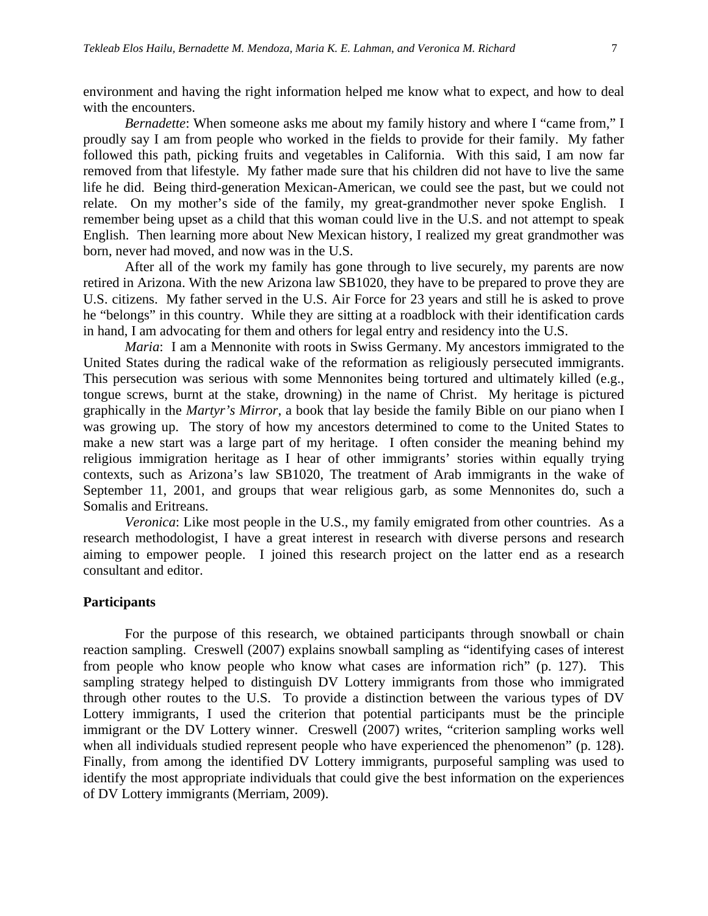environment and having the right information helped me know what to expect, and how to deal with the encounters.

*Bernadette*: When someone asks me about my family history and where I "came from," I proudly say I am from people who worked in the fields to provide for their family. My father followed this path, picking fruits and vegetables in California. With this said, I am now far removed from that lifestyle. My father made sure that his children did not have to live the same life he did. Being third-generation Mexican-American, we could see the past, but we could not relate. On my mother's side of the family, my great-grandmother never spoke English. I remember being upset as a child that this woman could live in the U.S. and not attempt to speak English. Then learning more about New Mexican history, I realized my great grandmother was born, never had moved, and now was in the U.S.

After all of the work my family has gone through to live securely, my parents are now retired in Arizona. With the new Arizona law SB1020, they have to be prepared to prove they are U.S. citizens. My father served in the U.S. Air Force for 23 years and still he is asked to prove he "belongs" in this country. While they are sitting at a roadblock with their identification cards in hand, I am advocating for them and others for legal entry and residency into the U.S.

*Maria*: I am a Mennonite with roots in Swiss Germany. My ancestors immigrated to the United States during the radical wake of the reformation as religiously persecuted immigrants. This persecution was serious with some Mennonites being tortured and ultimately killed (e.g., tongue screws, burnt at the stake, drowning) in the name of Christ. My heritage is pictured graphically in the *Martyr's Mirror*, a book that lay beside the family Bible on our piano when I was growing up. The story of how my ancestors determined to come to the United States to make a new start was a large part of my heritage. I often consider the meaning behind my religious immigration heritage as I hear of other immigrants' stories within equally trying contexts, such as Arizona's law SB1020, The treatment of Arab immigrants in the wake of September 11, 2001, and groups that wear religious garb, as some Mennonites do, such a Somalis and Eritreans.

*Veronica*: Like most people in the U.S., my family emigrated from other countries. As a research methodologist, I have a great interest in research with diverse persons and research aiming to empower people. I joined this research project on the latter end as a research consultant and editor.

## Participants

For the purpose of this research, we obtained participants through snowball or chain reaction sampling. Creswell (2007) explains snowball sampling as "identifying cases of interest from people who know people who know what cases are information rich" (p. 127). This sampling strategy helped to distinguish DV Lottery immigrants from those who immigrated through other routes to the U.S. To provide a distinction between the various types of DV Lottery immigrants, I used the criterion that potential participants must be the principle immigrant or the DV Lottery winner. Creswell (2007) writes, "criterion sampling works well when all individuals studied represent people who have experienced the phenomenon" (p. 128). Finally, from among the identified DV Lottery immigrants, purposeful sampling was used to identify the most appropriate individuals that could give the best information on the experiences of DV Lottery immigrants (Merriam, 2009).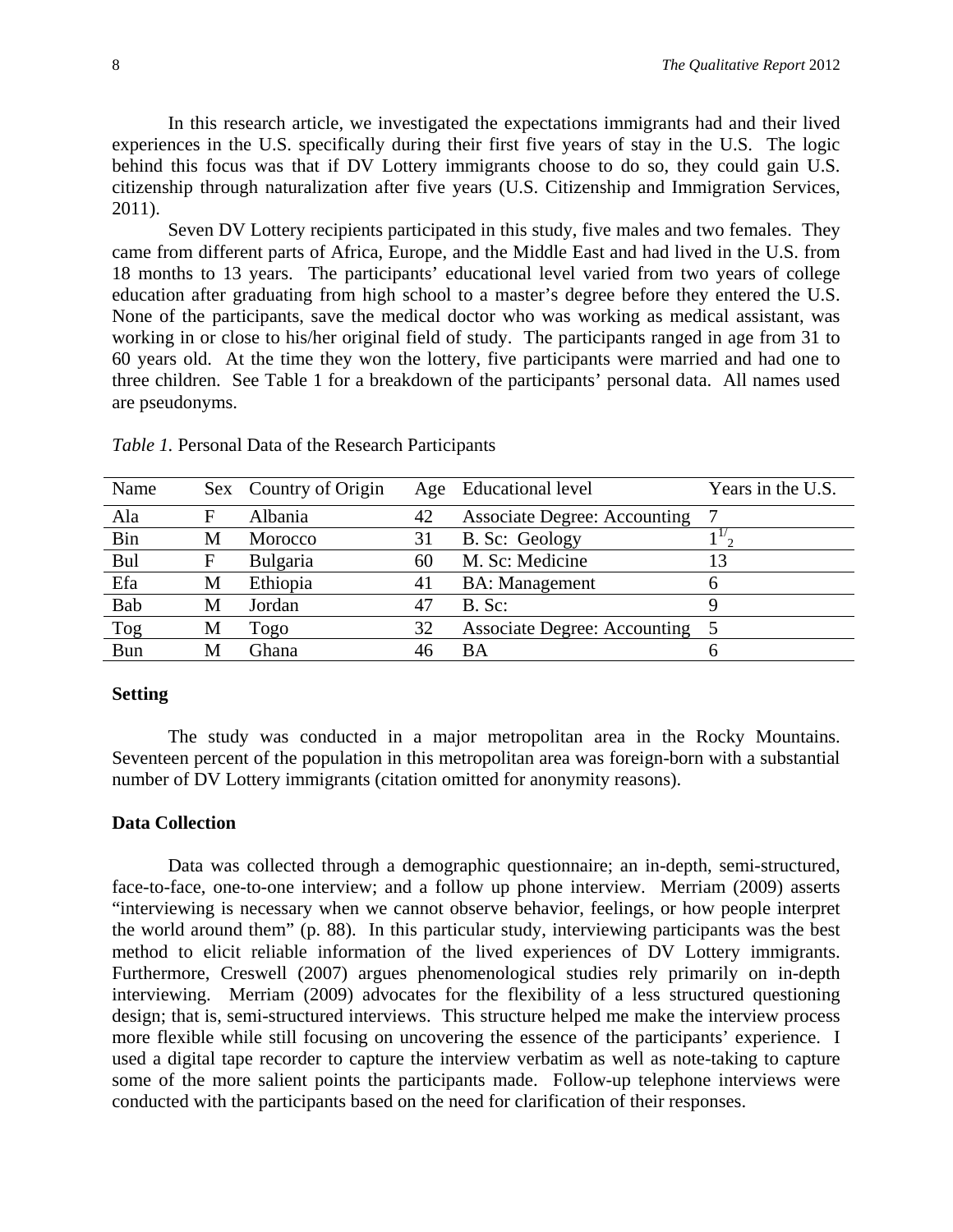In this research article, we investigated the expectations immigrants had and their lived experiences in the U.S. specifically during their first five years of stay in the U.S. The logic behind this focus was that if DV Lottery immigrants choose to do so, they could gain U.S. citizenship through naturalization after five years (U.S. Citizenship and Immigration Services, 2011).

Seven DV Lottery recipients participated in this study, five males and two females. They came from different parts of Africa, Europe, and the Middle East and had lived in the U.S. from 18 months to 13 years. The participants' educational level varied from two years of college education after graduating from high school to a master's degree before they entered the U.S. None of the participants, save the medical doctor who was working as medical assistant, was working in or close to his/her original field of study. The participants ranged in age from 31 to 60 years old. At the time they won the lottery, five participants were married and had one to three children. See Table 1 for a breakdown of the participants' personal data. All names used are pseudonyms.

*Table 1.* Personal Data of the Research Participants

| Name | Sex | Country of Origin | Age | Educational level | Years in the U.S. |
|---|---|---|---|---|---|
| Ala | F | Albania | 42 | Associate Degree: Accounting | 7 |
| Bin | M | Morocco | 31 | B. Sc: Geology | $1^{1/}{}_{2}$ |
| Bul | F | Bulgaria | 60 | M. Sc: Medicine | 13 |
| Efa | M | Ethiopia | 41 | BA: Management | 6 |
| Bab | M | Jordan | 47 | B. Sc: | 9 |
| Tog | M | Togo | 32 | Associate Degree: Accounting | 5 |
| Bun | M | Ghana | 46 | BA | 6 |

### Setting

The study was conducted in a major metropolitan area in the Rocky Mountains. Seventeen percent of the population in this metropolitan area was foreign-born with a substantial number of DV Lottery immigrants (citation omitted for anonymity reasons).

### Data Collection

Data was collected through a demographic questionnaire; an in-depth, semi-structured, face-to-face, one-to-one interview; and a follow up phone interview. Merriam (2009) asserts "interviewing is necessary when we cannot observe behavior, feelings, or how people interpret the world around them" (p. 88). In this particular study, interviewing participants was the best method to elicit reliable information of the lived experiences of DV Lottery immigrants. Furthermore, Creswell (2007) argues phenomenological studies rely primarily on in-depth interviewing. Merriam (2009) advocates for the flexibility of a less structured questioning design; that is, semi-structured interviews. This structure helped me make the interview process more flexible while still focusing on uncovering the essence of the participants' experience. I used a digital tape recorder to capture the interview verbatim as well as note-taking to capture some of the more salient points the participants made. Follow-up telephone interviews were conducted with the participants based on the need for clarification of their responses.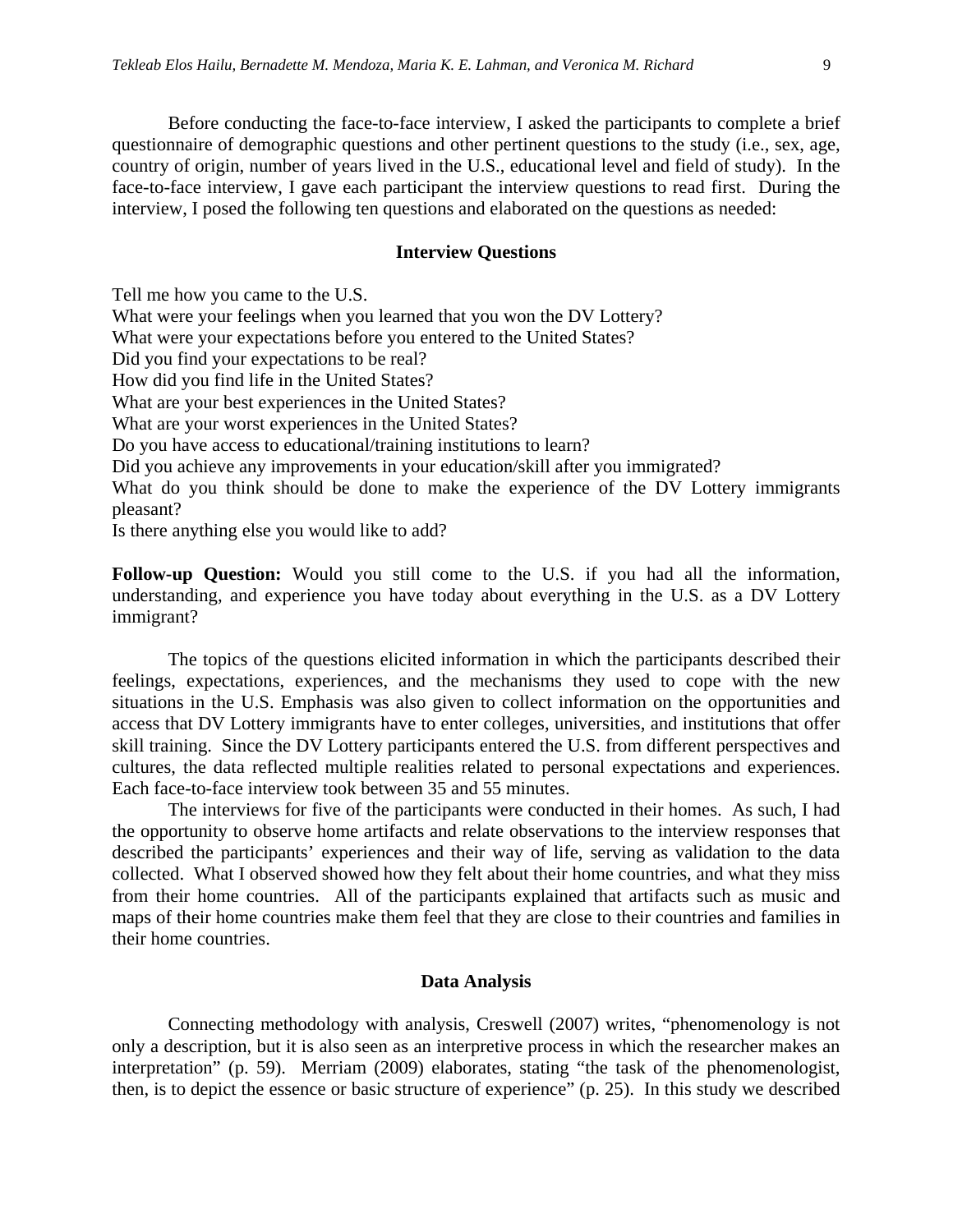Before conducting the face-to-face interview, I asked the participants to complete a brief questionnaire of demographic questions and other pertinent questions to the study (i.e., sex, age, country of origin, number of years lived in the U.S., educational level and field of study). In the face-to-face interview, I gave each participant the interview questions to read first. During the interview, I posed the following ten questions and elaborated on the questions as needed:

### Interview Questions

Tell me how you came to the U.S.
What were your feelings when you learned that you won the DV Lottery?
What were your expectations before you entered to the United States?
Did you find your expectations to be real?
How did you find life in the United States?
What are your best experiences in the United States?
What are your worst experiences in the United States?
Do you have access to educational/training institutions to learn?
Did you achieve any improvements in your education/skill after you immigrated?
What do you think should be done to make the experience of the DV Lottery immigrants pleasant?
Is there anything else you would like to add?

**Follow-up Question:** Would you still come to the U.S. if you had all the information, understanding, and experience you have today about everything in the U.S. as a DV Lottery immigrant?

The topics of the questions elicited information in which the participants described their feelings, expectations, experiences, and the mechanisms they used to cope with the new situations in the U.S. Emphasis was also given to collect information on the opportunities and access that DV Lottery immigrants have to enter colleges, universities, and institutions that offer skill training. Since the DV Lottery participants entered the U.S. from different perspectives and cultures, the data reflected multiple realities related to personal expectations and experiences. Each face-to-face interview took between 35 and 55 minutes.

The interviews for five of the participants were conducted in their homes. As such, I had the opportunity to observe home artifacts and relate observations to the interview responses that described the participants' experiences and their way of life, serving as validation to the data collected. What I observed showed how they felt about their home countries, and what they miss from their home countries. All of the participants explained that artifacts such as music and maps of their home countries make them feel that they are close to their countries and families in their home countries.

### Data Analysis

Connecting methodology with analysis, Creswell (2007) writes, "phenomenology is not only a description, but it is also seen as an interpretive process in which the researcher makes an interpretation" (p. 59). Merriam (2009) elaborates, stating "the task of the phenomenologist, then, is to depict the essence or basic structure of experience" (p. 25). In this study we described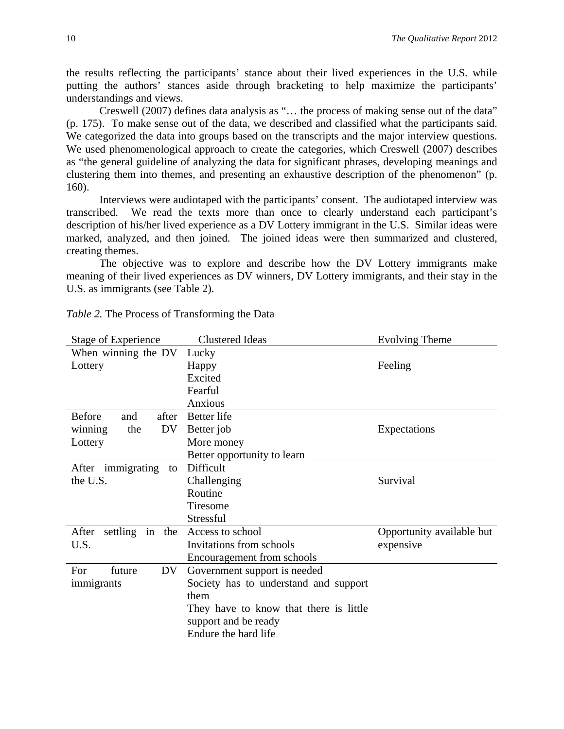the results reflecting the participants' stance about their lived experiences in the U.S. while putting the authors' stances aside through bracketing to help maximize the participants' understandings and views.

Creswell (2007) defines data analysis as "… the process of making sense out of the data" (p. 175). To make sense out of the data, we described and classified what the participants said. We categorized the data into groups based on the transcripts and the major interview questions. We used phenomenological approach to create the categories, which Creswell (2007) describes as "the general guideline of analyzing the data for significant phrases, developing meanings and clustering them into themes, and presenting an exhaustive description of the phenomenon" (p. 160).

Interviews were audiotaped with the participants' consent. The audiotaped interview was transcribed. We read the texts more than once to clearly understand each participant's description of his/her lived experience as a DV Lottery immigrant in the U.S. Similar ideas were marked, analyzed, and then joined. The joined ideas were then summarized and clustered, creating themes.

The objective was to explore and describe how the DV Lottery immigrants make meaning of their lived experiences as DV winners, DV Lottery immigrants, and their stay in the U.S. as immigrants (see Table 2).

*Table 2.* The Process of Transforming the Data

| Stage of Experience | Clustered Ideas | Evolving Theme |
|---|---|---|
| When winning the DV Lottery | Lucky<br>Happy<br>Excited<br>Fearful<br>Anxious | Feeling |
| Before and after winning the DV Lottery | Better life<br>Better job<br>More money<br>Better opportunity to learn | Expectations |
| After immigrating to the U.S. | Difficult<br>Challenging<br>Routine<br>Tiresome<br>Stressful | Survival |
| After settling in the U.S. | Access to school<br>Invitations from schools<br>Encouragement from schools | Opportunity available but expensive |
| For future DV immigrants | Government support is needed<br>Society has to understand and support them<br>They have to know that there is little support and be ready<br>Endure the hard life | |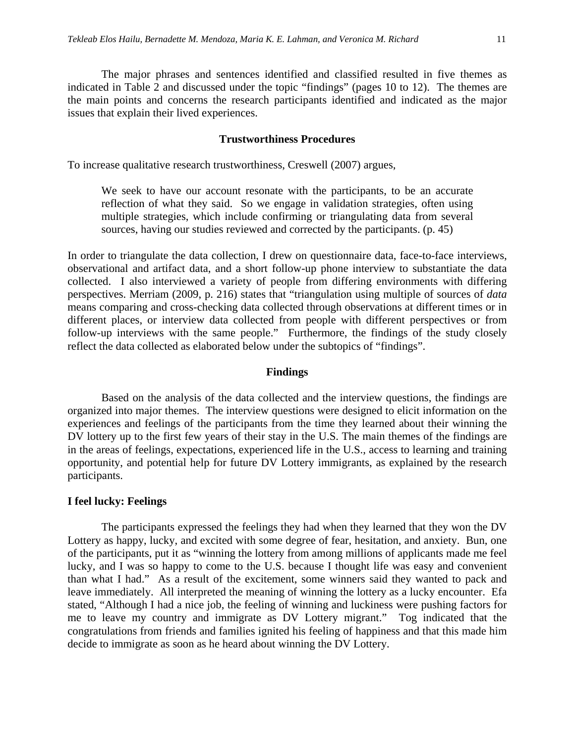The major phrases and sentences identified and classified resulted in five themes as indicated in Table 2 and discussed under the topic "findings" (pages 10 to 12). The themes are the main points and concerns the research participants identified and indicated as the major issues that explain their lived experiences.

## Trustworthiness Procedures

To increase qualitative research trustworthiness, Creswell (2007) argues,

> We seek to have our account resonate with the participants, to be an accurate reflection of what they said. So we engage in validation strategies, often using multiple strategies, which include confirming or triangulating data from several sources, having our studies reviewed and corrected by the participants. (p. 45)

In order to triangulate the data collection, I drew on questionnaire data, face-to-face interviews, observational and artifact data, and a short follow-up phone interview to substantiate the data collected. I also interviewed a variety of people from differing environments with differing perspectives. Merriam (2009, p. 216) states that "triangulation using multiple of sources of *data* means comparing and cross-checking data collected through observations at different times or in different places, or interview data collected from people with different perspectives or from follow-up interviews with the same people." Furthermore, the findings of the study closely reflect the data collected as elaborated below under the subtopics of "findings".

## Findings

Based on the analysis of the data collected and the interview questions, the findings are organized into major themes. The interview questions were designed to elicit information on the experiences and feelings of the participants from the time they learned about their winning the DV lottery up to the first few years of their stay in the U.S. The main themes of the findings are in the areas of feelings, expectations, experienced life in the U.S., access to learning and training opportunity, and potential help for future DV Lottery immigrants, as explained by the research participants.

### I feel lucky: Feelings

The participants expressed the feelings they had when they learned that they won the DV Lottery as happy, lucky, and excited with some degree of fear, hesitation, and anxiety. Bun, one of the participants, put it as "winning the lottery from among millions of applicants made me feel lucky, and I was so happy to come to the U.S. because I thought life was easy and convenient than what I had." As a result of the excitement, some winners said they wanted to pack and leave immediately. All interpreted the meaning of winning the lottery as a lucky encounter. Efa stated, "Although I had a nice job, the feeling of winning and luckiness were pushing factors for me to leave my country and immigrate as DV Lottery migrant." Tog indicated that the congratulations from friends and families ignited his feeling of happiness and that this made him decide to immigrate as soon as he heard about winning the DV Lottery.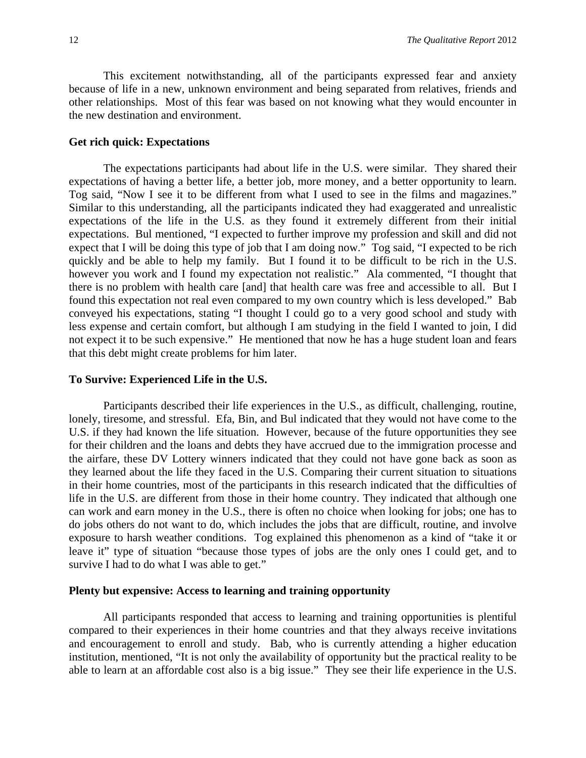This excitement notwithstanding, all of the participants expressed fear and anxiety because of life in a new, unknown environment and being separated from relatives, friends and other relationships. Most of this fear was based on not knowing what they would encounter in the new destination and environment.

**Get rich quick: Expectations**

The expectations participants had about life in the U.S. were similar. They shared their expectations of having a better life, a better job, more money, and a better opportunity to learn. Tog said, "Now I see it to be different from what I used to see in the films and magazines." Similar to this understanding, all the participants indicated they had exaggerated and unrealistic expectations of the life in the U.S. as they found it extremely different from their initial expectations. Bul mentioned, "I expected to further improve my profession and skill and did not expect that I will be doing this type of job that I am doing now." Tog said, "I expected to be rich quickly and be able to help my family. But I found it to be difficult to be rich in the U.S. however you work and I found my expectation not realistic." Ala commented, "I thought that there is no problem with health care [and] that health care was free and accessible to all. But I found this expectation not real even compared to my own country which is less developed." Bab conveyed his expectations, stating "I thought I could go to a very good school and study with less expense and certain comfort, but although I am studying in the field I wanted to join, I did not expect it to be such expensive." He mentioned that now he has a huge student loan and fears that this debt might create problems for him later.

**To Survive: Experienced Life in the U.S.**

Participants described their life experiences in the U.S., as difficult, challenging, routine, lonely, tiresome, and stressful. Efa, Bin, and Bul indicated that they would not have come to the U.S. if they had known the life situation. However, because of the future opportunities they see for their children and the loans and debts they have accrued due to the immigration processe and the airfare, these DV Lottery winners indicated that they could not have gone back as soon as they learned about the life they faced in the U.S. Comparing their current situation to situations in their home countries, most of the participants in this research indicated that the difficulties of life in the U.S. are different from those in their home country. They indicated that although one can work and earn money in the U.S., there is often no choice when looking for jobs; one has to do jobs others do not want to do, which includes the jobs that are difficult, routine, and involve exposure to harsh weather conditions. Tog explained this phenomenon as a kind of "take it or leave it" type of situation "because those types of jobs are the only ones I could get, and to survive I had to do what I was able to get."

**Plenty but expensive: Access to learning and training opportunity**

All participants responded that access to learning and training opportunities is plentiful compared to their experiences in their home countries and that they always receive invitations and encouragement to enroll and study. Bab, who is currently attending a higher education institution, mentioned, "It is not only the availability of opportunity but the practical reality to be able to learn at an affordable cost also is a big issue." They see their life experience in the U.S.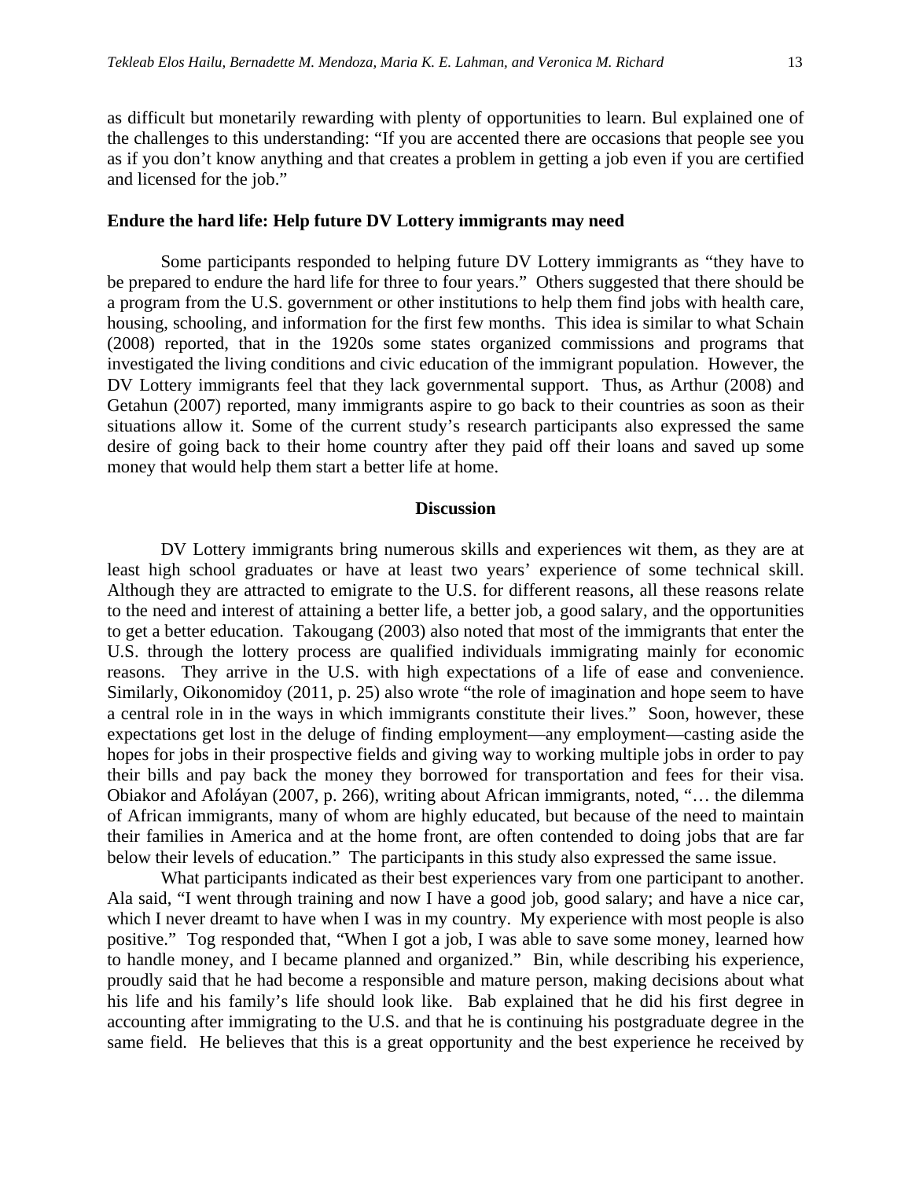as difficult but monetarily rewarding with plenty of opportunities to learn. Bul explained one of the challenges to this understanding: "If you are accented there are occasions that people see you as if you don't know anything and that creates a problem in getting a job even if you are certified and licensed for the job."

### Endure the hard life: Help future DV Lottery immigrants may need

Some participants responded to helping future DV Lottery immigrants as "they have to be prepared to endure the hard life for three to four years." Others suggested that there should be a program from the U.S. government or other institutions to help them find jobs with health care, housing, schooling, and information for the first few months. This idea is similar to what Schain (2008) reported, that in the 1920s some states organized commissions and programs that investigated the living conditions and civic education of the immigrant population. However, the DV Lottery immigrants feel that they lack governmental support. Thus, as Arthur (2008) and Getahun (2007) reported, many immigrants aspire to go back to their countries as soon as their situations allow it. Some of the current study's research participants also expressed the same desire of going back to their home country after they paid off their loans and saved up some money that would help them start a better life at home.

## Discussion

DV Lottery immigrants bring numerous skills and experiences wit them, as they are at least high school graduates or have at least two years' experience of some technical skill. Although they are attracted to emigrate to the U.S. for different reasons, all these reasons relate to the need and interest of attaining a better life, a better job, a good salary, and the opportunities to get a better education. Takougang (2003) also noted that most of the immigrants that enter the U.S. through the lottery process are qualified individuals immigrating mainly for economic reasons. They arrive in the U.S. with high expectations of a life of ease and convenience. Similarly, Oikonomidoy (2011, p. 25) also wrote "the role of imagination and hope seem to have a central role in in the ways in which immigrants constitute their lives." Soon, however, these expectations get lost in the deluge of finding employment—any employment—casting aside the hopes for jobs in their prospective fields and giving way to working multiple jobs in order to pay their bills and pay back the money they borrowed for transportation and fees for their visa. Obiakor and Afoláyan (2007, p. 266), writing about African immigrants, noted, "… the dilemma of African immigrants, many of whom are highly educated, but because of the need to maintain their families in America and at the home front, are often contended to doing jobs that are far below their levels of education." The participants in this study also expressed the same issue.

What participants indicated as their best experiences vary from one participant to another. Ala said, "I went through training and now I have a good job, good salary; and have a nice car, which I never dreamt to have when I was in my country. My experience with most people is also positive." Tog responded that, "When I got a job, I was able to save some money, learned how to handle money, and I became planned and organized." Bin, while describing his experience, proudly said that he had become a responsible and mature person, making decisions about what his life and his family's life should look like. Bab explained that he did his first degree in accounting after immigrating to the U.S. and that he is continuing his postgraduate degree in the same field. He believes that this is a great opportunity and the best experience he received by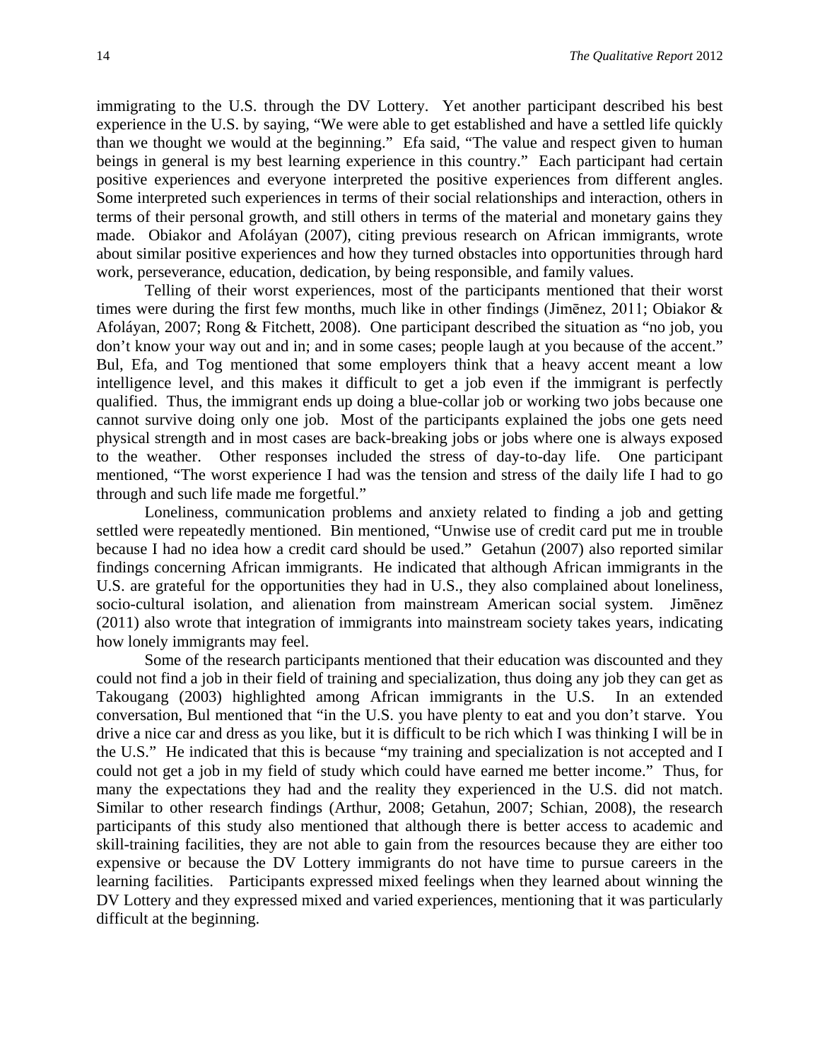immigrating to the U.S. through the DV Lottery. Yet another participant described his best experience in the U.S. by saying, "We were able to get established and have a settled life quickly than we thought we would at the beginning." Efa said, "The value and respect given to human beings in general is my best learning experience in this country." Each participant had certain positive experiences and everyone interpreted the positive experiences from different angles. Some interpreted such experiences in terms of their social relationships and interaction, others in terms of their personal growth, and still others in terms of the material and monetary gains they made. Obiakor and Afoláyan (2007), citing previous research on African immigrants, wrote about similar positive experiences and how they turned obstacles into opportunities through hard work, perseverance, education, dedication, by being responsible, and family values.

Telling of their worst experiences, most of the participants mentioned that their worst times were during the first few months, much like in other findings (Jimēnez, 2011; Obiakor & Afoláyan, 2007; Rong & Fitchett, 2008). One participant described the situation as "no job, you don't know your way out and in; and in some cases; people laugh at you because of the accent." Bul, Efa, and Tog mentioned that some employers think that a heavy accent meant a low intelligence level, and this makes it difficult to get a job even if the immigrant is perfectly qualified. Thus, the immigrant ends up doing a blue-collar job or working two jobs because one cannot survive doing only one job. Most of the participants explained the jobs one gets need physical strength and in most cases are back-breaking jobs or jobs where one is always exposed to the weather. Other responses included the stress of day-to-day life. One participant mentioned, "The worst experience I had was the tension and stress of the daily life I had to go through and such life made me forgetful."

Loneliness, communication problems and anxiety related to finding a job and getting settled were repeatedly mentioned. Bin mentioned, "Unwise use of credit card put me in trouble because I had no idea how a credit card should be used." Getahun (2007) also reported similar findings concerning African immigrants. He indicated that although African immigrants in the U.S. are grateful for the opportunities they had in U.S., they also complained about loneliness, socio-cultural isolation, and alienation from mainstream American social system. Jimēnez (2011) also wrote that integration of immigrants into mainstream society takes years, indicating how lonely immigrants may feel.

Some of the research participants mentioned that their education was discounted and they could not find a job in their field of training and specialization, thus doing any job they can get as Takougang (2003) highlighted among African immigrants in the U.S. In an extended conversation, Bul mentioned that "in the U.S. you have plenty to eat and you don't starve. You drive a nice car and dress as you like, but it is difficult to be rich which I was thinking I will be in the U.S." He indicated that this is because "my training and specialization is not accepted and I could not get a job in my field of study which could have earned me better income." Thus, for many the expectations they had and the reality they experienced in the U.S. did not match. Similar to other research findings (Arthur, 2008; Getahun, 2007; Schian, 2008), the research participants of this study also mentioned that although there is better access to academic and skill-training facilities, they are not able to gain from the resources because they are either too expensive or because the DV Lottery immigrants do not have time to pursue careers in the learning facilities. Participants expressed mixed feelings when they learned about winning the DV Lottery and they expressed mixed and varied experiences, mentioning that it was particularly difficult at the beginning.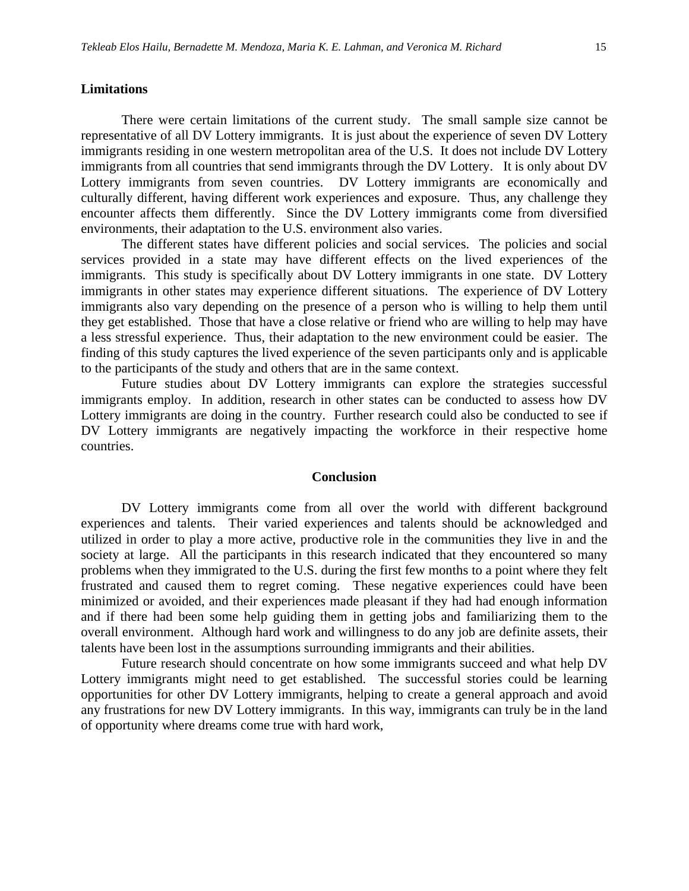### Limitations

There were certain limitations of the current study. The small sample size cannot be representative of all DV Lottery immigrants. It is just about the experience of seven DV Lottery immigrants residing in one western metropolitan area of the U.S. It does not include DV Lottery immigrants from all countries that send immigrants through the DV Lottery. It is only about DV Lottery immigrants from seven countries. DV Lottery immigrants are economically and culturally different, having different work experiences and exposure. Thus, any challenge they encounter affects them differently. Since the DV Lottery immigrants come from diversified environments, their adaptation to the U.S. environment also varies.

The different states have different policies and social services. The policies and social services provided in a state may have different effects on the lived experiences of the immigrants. This study is specifically about DV Lottery immigrants in one state. DV Lottery immigrants in other states may experience different situations. The experience of DV Lottery immigrants also vary depending on the presence of a person who is willing to help them until they get established. Those that have a close relative or friend who are willing to help may have a less stressful experience. Thus, their adaptation to the new environment could be easier. The finding of this study captures the lived experience of the seven participants only and is applicable to the participants of the study and others that are in the same context.

Future studies about DV Lottery immigrants can explore the strategies successful immigrants employ. In addition, research in other states can be conducted to assess how DV Lottery immigrants are doing in the country. Further research could also be conducted to see if DV Lottery immigrants are negatively impacting the workforce in their respective home countries.

## Conclusion

DV Lottery immigrants come from all over the world with different background experiences and talents. Their varied experiences and talents should be acknowledged and utilized in order to play a more active, productive role in the communities they live in and the society at large. All the participants in this research indicated that they encountered so many problems when they immigrated to the U.S. during the first few months to a point where they felt frustrated and caused them to regret coming. These negative experiences could have been minimized or avoided, and their experiences made pleasant if they had had enough information and if there had been some help guiding them in getting jobs and familiarizing them to the overall environment. Although hard work and willingness to do any job are definite assets, their talents have been lost in the assumptions surrounding immigrants and their abilities.

Future research should concentrate on how some immigrants succeed and what help DV Lottery immigrants might need to get established. The successful stories could be learning opportunities for other DV Lottery immigrants, helping to create a general approach and avoid any frustrations for new DV Lottery immigrants. In this way, immigrants can truly be in the land of opportunity where dreams come true with hard work,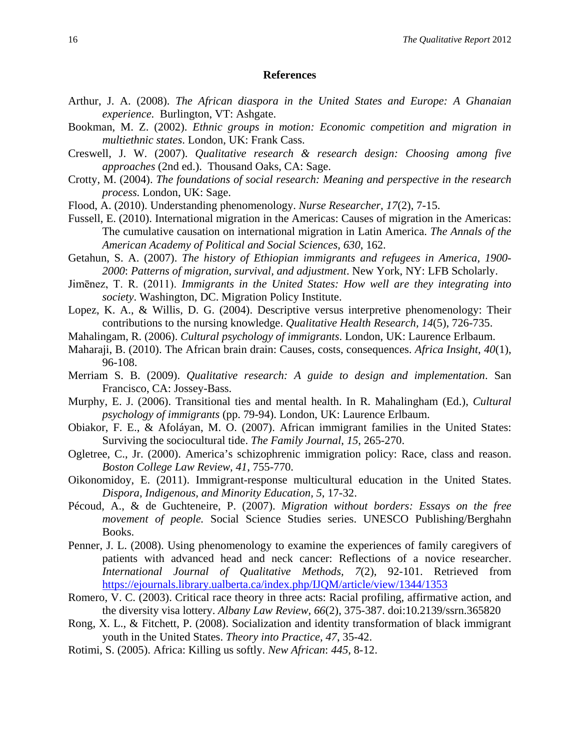## References

Arthur, J. A. (2008). *The African diaspora in the United States and Europe: A Ghanaian experience.* Burlington, VT: Ashgate.

Bookman, M. Z. (2002). *Ethnic groups in motion: Economic competition and migration in multiethnic states*. London, UK: Frank Cass.

Creswell, J. W. (2007). *Qualitative research & research design: Choosing among five approaches* (2nd ed.). Thousand Oaks, CA: Sage.

Crotty, M. (2004). *The foundations of social research: Meaning and perspective in the research process.* London, UK: Sage.

Flood, A. (2010). Understanding phenomenology. *Nurse Researcher, 17*(2), 7-15.

Fussell, E. (2010). International migration in the Americas: Causes of migration in the Americas: The cumulative causation on international migration in Latin America. *The Annals of the American Academy of Political and Social Sciences, 630*, 162.

Getahun, S. A. (2007). *The history of Ethiopian immigrants and refugees in America, 1900-2000*: *Patterns of migration, survival, and adjustment*. New York, NY: LFB Scholarly.

Jimēnez, T. R. (2011). *Immigrants in the United States: How well are they integrating into society*. Washington, DC. Migration Policy Institute.

Lopez, K. A., & Willis, D. G. (2004). Descriptive versus interpretive phenomenology: Their contributions to the nursing knowledge. *Qualitative Health Research, 14*(5), 726-735.

Mahalingam, R. (2006). *Cultural psychology of immigrants*. London, UK: Laurence Erlbaum.

Maharaji, B. (2010). The African brain drain: Causes, costs, consequences. *Africa Insight*, *40*(1), 96-108.

Merriam S. B. (2009). *Qualitative research: A guide to design and implementation*. San Francisco, CA: Jossey-Bass.

Murphy, E. J. (2006). Transitional ties and mental health. In R. Mahalingham (Ed.), *Cultural psychology of immigrants* (pp. 79-94). London, UK: Laurence Erlbaum.

Obiakor, F. E., & Afoláyan, M. O. (2007). African immigrant families in the United States: Surviving the sociocultural tide. *The Family Journal*, *15*, 265-270.

Ogletree, C., Jr. (2000). America's schizophrenic immigration policy: Race, class and reason. *Boston College Law Review, 41*, 755-770.

Oikonomidoy, E. (2011). Immigrant-response multicultural education in the United States. *Dispora, Indigenous, and Minority Education, 5*, 17-32.

Pécoud, A., & de Guchteneire, P. (2007). *Migration without borders: Essays on the free movement of people.* Social Science Studies series. UNESCO Publishing/Berghahn Books.

Penner, J. L. (2008). Using phenomenology to examine the experiences of family caregivers of patients with advanced head and neck cancer: Reflections of a novice researcher. *International Journal of Qualitative Methods*, *7*(2), 92-101. Retrieved from https://ejournals.library.ualberta.ca/index.php/IJQM/article/view/1344/1353

Romero, V. C. (2003). Critical race theory in three acts: Racial profiling, affirmative action, and the diversity visa lottery. *Albany Law Review, 66*(2), 375-387. doi:10.2139/ssrn.365820

Rong, X. L., & Fitchett, P. (2008). Socialization and identity transformation of black immigrant youth in the United States. *Theory into Practice*, *47*, 35-42.

Rotimi, S. (2005). Africa: Killing us softly. *New African*: *445*, 8-12.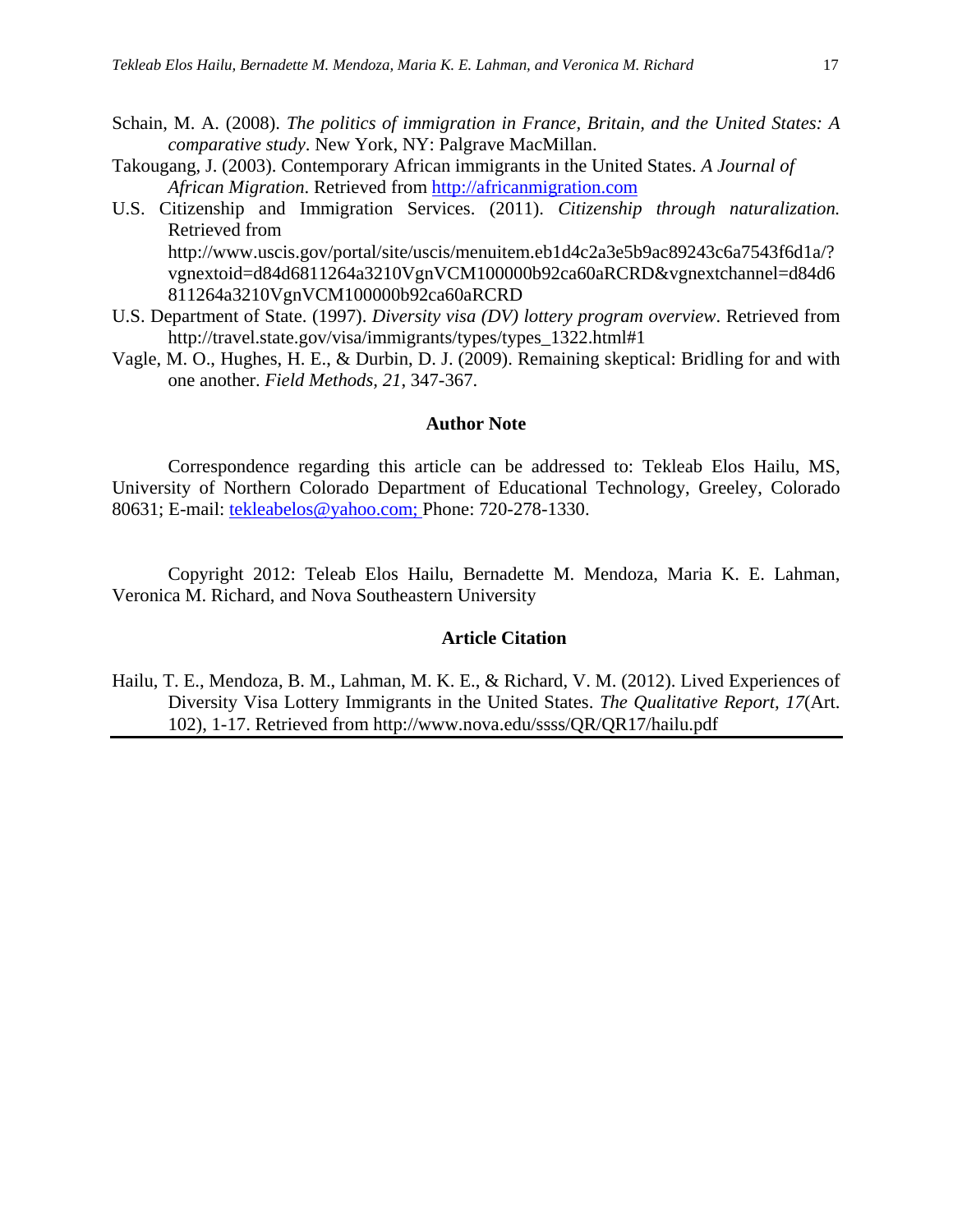Schain, M. A. (2008). *The politics of immigration in France, Britain, and the United States: A comparative study*. New York, NY: Palgrave MacMillan.

Takougang, J. (2003). Contemporary African immigrants in the United States. *A Journal of African Migration*. Retrieved from http://africanmigration.com

U.S. Citizenship and Immigration Services. (2011). *Citizenship through naturalization.* Retrieved from http://www.uscis.gov/portal/site/uscis/menuitem.eb1d4c2a3e5b9ac89243c6a7543f6d1a/?vgnextoid=d84d6811264a3210VgnVCM100000b92ca60aRCRD&vgnextchannel=d84d6811264a3210VgnVCM100000b92ca60aRCRD

U.S. Department of State. (1997). *Diversity visa (DV) lottery program overview*. Retrieved from http://travel.state.gov/visa/immigrants/types/types_1322.html#1

Vagle, M. O., Hughes, H. E., & Durbin, D. J. (2009). Remaining skeptical: Bridling for and with one another. *Field Methods, 21*, 347-367.

## Author Note

Correspondence regarding this article can be addressed to: Tekleab Elos Hailu, MS, University of Northern Colorado Department of Educational Technology, Greeley, Colorado 80631; E-mail: tekleabelos@yahoo.com; Phone: 720-278-1330.

Copyright 2012: Teleab Elos Hailu, Bernadette M. Mendoza, Maria K. E. Lahman, Veronica M. Richard, and Nova Southeastern University

## Article Citation

Hailu, T. E., Mendoza, B. M., Lahman, M. K. E., & Richard, V. M. (2012). Lived Experiences of Diversity Visa Lottery Immigrants in the United States. *The Qualitative Report, 17*(Art. 102), 1-17. Retrieved from http://www.nova.edu/ssss/QR/QR17/hailu.pdf